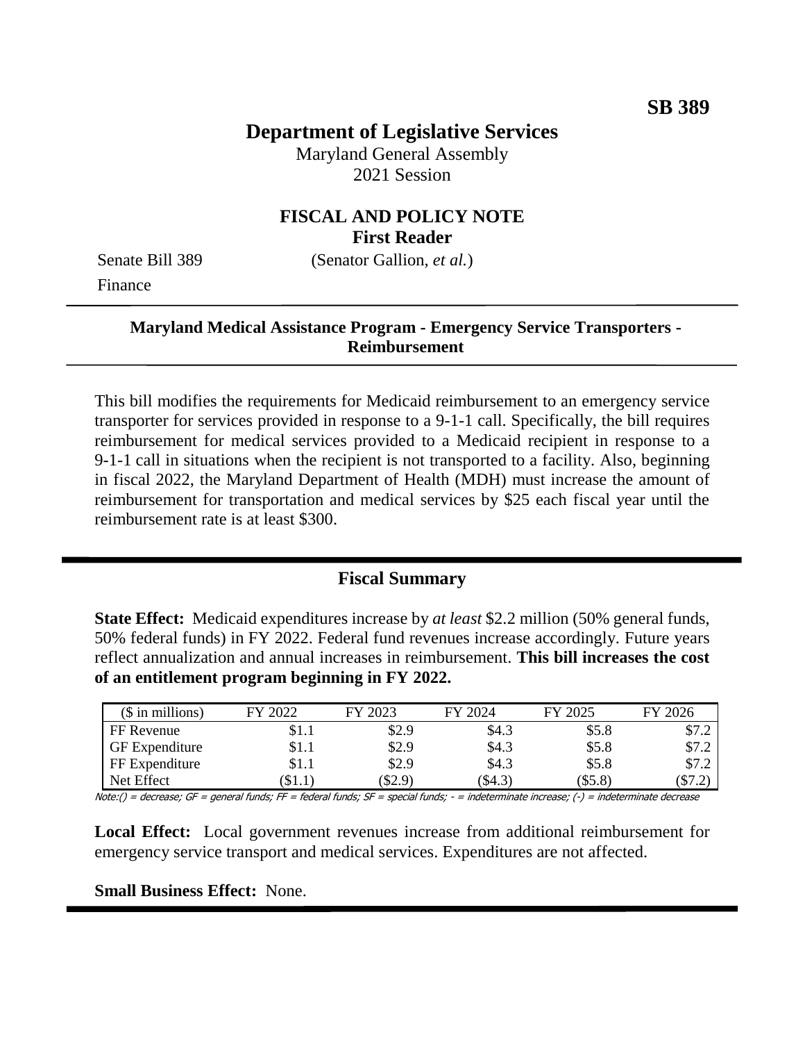**SB 389**

# Department of Legislative Services

Maryland General Assembly
2021 Session

## FISCAL AND POLICY NOTE
**First Reader**

Senate Bill 389 (Senator Gallion, *et al.*)
Finance

---

**Maryland Medical Assistance Program - Emergency Service Transporters - Reimbursement**

---

This bill modifies the requirements for Medicaid reimbursement to an emergency service transporter for services provided in response to a 9-1-1 call. Specifically, the bill requires reimbursement for medical services provided to a Medicaid recipient in response to a 9-1-1 call in situations when the recipient is not transported to a facility. Also, beginning in fiscal 2022, the Maryland Department of Health (MDH) must increase the amount of reimbursement for transportation and medical services by $25 each fiscal year until the reimbursement rate is at least $300.

---

## Fiscal Summary

**State Effect:** Medicaid expenditures increase by *at least* $2.2 million (50% general funds, 50% federal funds) in FY 2022. Federal fund revenues increase accordingly. Future years reflect annualization and annual increases in reimbursement. **This bill increases the cost of an entitlement program beginning in FY 2022.**

| ($ in millions) | FY 2022 | FY 2023 | FY 2024 | FY 2025 | FY 2026 |
|---|---|---|---|---|---|
| FF Revenue | $1.1 | $2.9 | $4.3 | $5.8 | $7.2 |
| GF Expenditure | $1.1 | $2.9 | $4.3 | $5.8 | $7.2 |
| FF Expenditure | $1.1 | $2.9 | $4.3 | $5.8 | $7.2 |
| Net Effect | ($1.1) | ($2.9) | ($4.3) | ($5.8) | ($7.2) |

Note:() = decrease; GF = general funds; FF = federal funds; SF = special funds; - = indeterminate increase; (-) = indeterminate decrease

**Local Effect:** Local government revenues increase from additional reimbursement for emergency service transport and medical services. Expenditures are not affected.

**Small Business Effect:** None.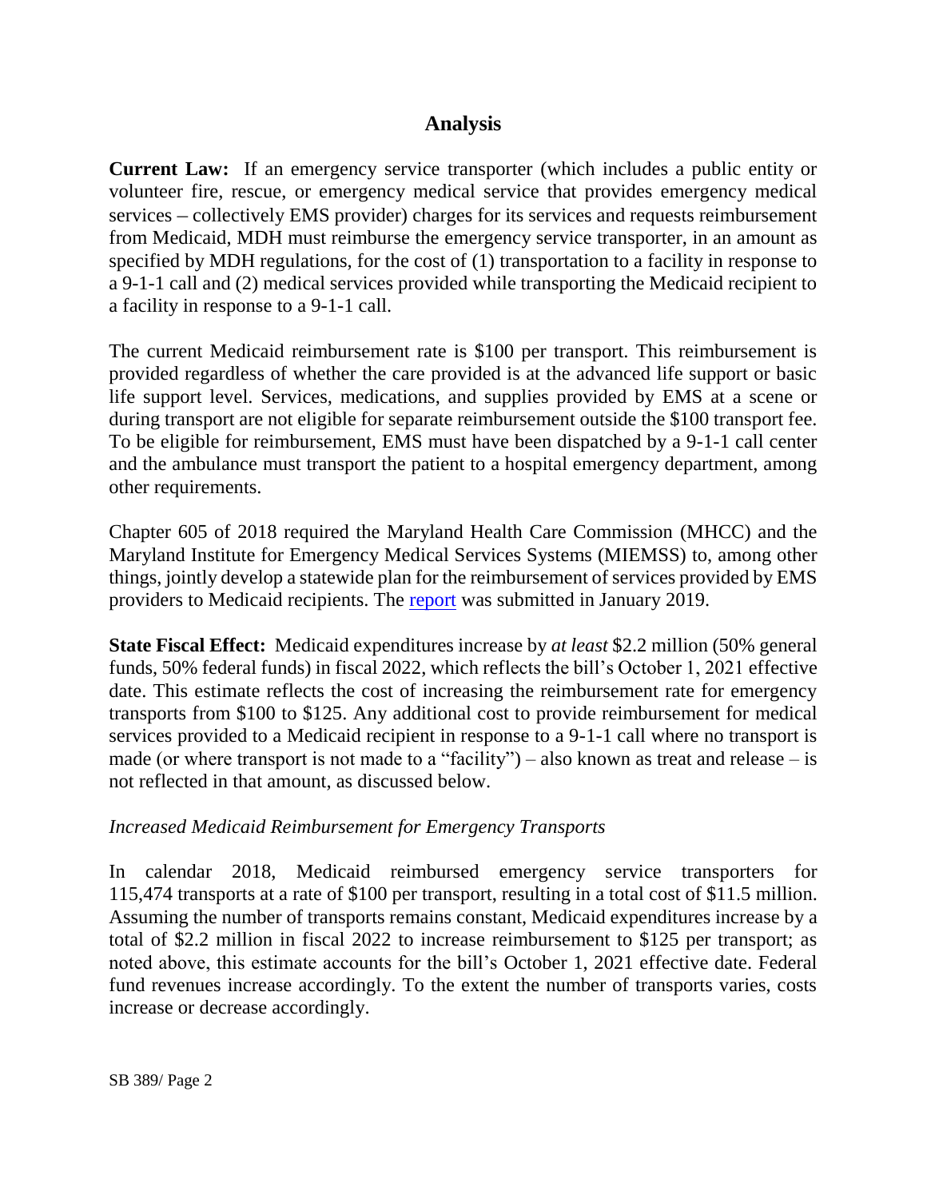## Analysis

**Current Law:** If an emergency service transporter (which includes a public entity or volunteer fire, rescue, or emergency medical service that provides emergency medical services – collectively EMS provider) charges for its services and requests reimbursement from Medicaid, MDH must reimburse the emergency service transporter, in an amount as specified by MDH regulations, for the cost of (1) transportation to a facility in response to a 9-1-1 call and (2) medical services provided while transporting the Medicaid recipient to a facility in response to a 9-1-1 call.

The current Medicaid reimbursement rate is $100 per transport. This reimbursement is provided regardless of whether the care provided is at the advanced life support or basic life support level. Services, medications, and supplies provided by EMS at a scene or during transport are not eligible for separate reimbursement outside the $100 transport fee. To be eligible for reimbursement, EMS must have been dispatched by a 9-1-1 call center and the ambulance must transport the patient to a hospital emergency department, among other requirements.

Chapter 605 of 2018 required the Maryland Health Care Commission (MHCC) and the Maryland Institute for Emergency Medical Services Systems (MIEMSS) to, among other things, jointly develop a statewide plan for the reimbursement of services provided by EMS providers to Medicaid recipients. The report was submitted in January 2019.

**State Fiscal Effect:** Medicaid expenditures increase by *at least* $2.2 million (50% general funds, 50% federal funds) in fiscal 2022, which reflects the bill's October 1, 2021 effective date. This estimate reflects the cost of increasing the reimbursement rate for emergency transports from $100 to $125. Any additional cost to provide reimbursement for medical services provided to a Medicaid recipient in response to a 9-1-1 call where no transport is made (or where transport is not made to a "facility") – also known as treat and release – is not reflected in that amount, as discussed below.

*Increased Medicaid Reimbursement for Emergency Transports*

In calendar 2018, Medicaid reimbursed emergency service transporters for 115,474 transports at a rate of $100 per transport, resulting in a total cost of $11.5 million. Assuming the number of transports remains constant, Medicaid expenditures increase by a total of $2.2 million in fiscal 2022 to increase reimbursement to $125 per transport; as noted above, this estimate accounts for the bill's October 1, 2021 effective date. Federal fund revenues increase accordingly. To the extent the number of transports varies, costs increase or decrease accordingly.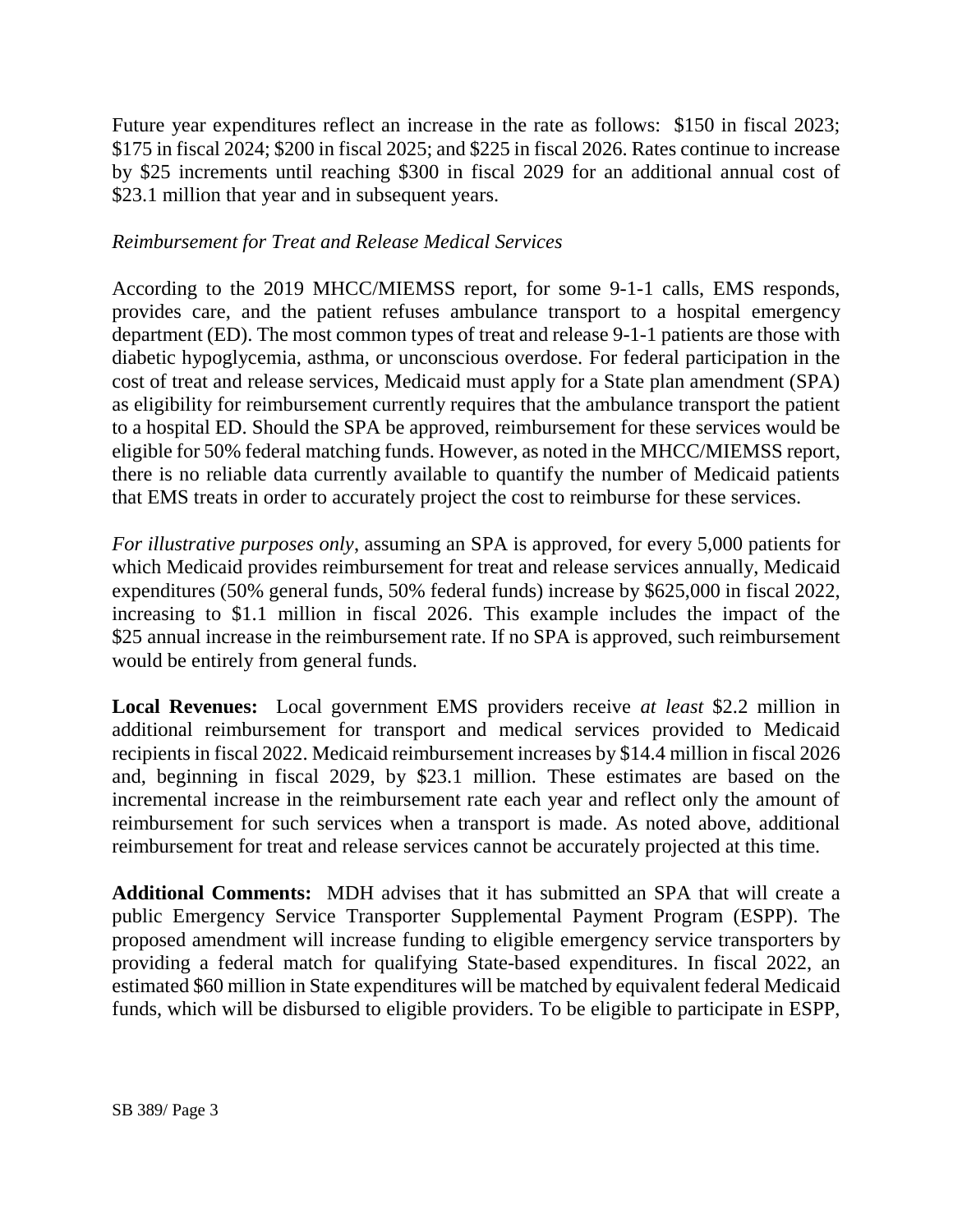Future year expenditures reflect an increase in the rate as follows: $150 in fiscal 2023; $175 in fiscal 2024; $200 in fiscal 2025; and $225 in fiscal 2026. Rates continue to increase by $25 increments until reaching $300 in fiscal 2029 for an additional annual cost of $23.1 million that year and in subsequent years.

*Reimbursement for Treat and Release Medical Services*

According to the 2019 MHCC/MIEMSS report, for some 9-1-1 calls, EMS responds, provides care, and the patient refuses ambulance transport to a hospital emergency department (ED). The most common types of treat and release 9-1-1 patients are those with diabetic hypoglycemia, asthma, or unconscious overdose. For federal participation in the cost of treat and release services, Medicaid must apply for a State plan amendment (SPA) as eligibility for reimbursement currently requires that the ambulance transport the patient to a hospital ED. Should the SPA be approved, reimbursement for these services would be eligible for 50% federal matching funds. However, as noted in the MHCC/MIEMSS report, there is no reliable data currently available to quantify the number of Medicaid patients that EMS treats in order to accurately project the cost to reimburse for these services.

*For illustrative purposes only*, assuming an SPA is approved, for every 5,000 patients for which Medicaid provides reimbursement for treat and release services annually, Medicaid expenditures (50% general funds, 50% federal funds) increase by $625,000 in fiscal 2022, increasing to $1.1 million in fiscal 2026. This example includes the impact of the $25 annual increase in the reimbursement rate. If no SPA is approved, such reimbursement would be entirely from general funds.

**Local Revenues:** Local government EMS providers receive *at least* $2.2 million in additional reimbursement for transport and medical services provided to Medicaid recipients in fiscal 2022. Medicaid reimbursement increases by $14.4 million in fiscal 2026 and, beginning in fiscal 2029, by $23.1 million. These estimates are based on the incremental increase in the reimbursement rate each year and reflect only the amount of reimbursement for such services when a transport is made. As noted above, additional reimbursement for treat and release services cannot be accurately projected at this time.

**Additional Comments:** MDH advises that it has submitted an SPA that will create a public Emergency Service Transporter Supplemental Payment Program (ESPP). The proposed amendment will increase funding to eligible emergency service transporters by providing a federal match for qualifying State-based expenditures. In fiscal 2022, an estimated $60 million in State expenditures will be matched by equivalent federal Medicaid funds, which will be disbursed to eligible providers. To be eligible to participate in ESPP,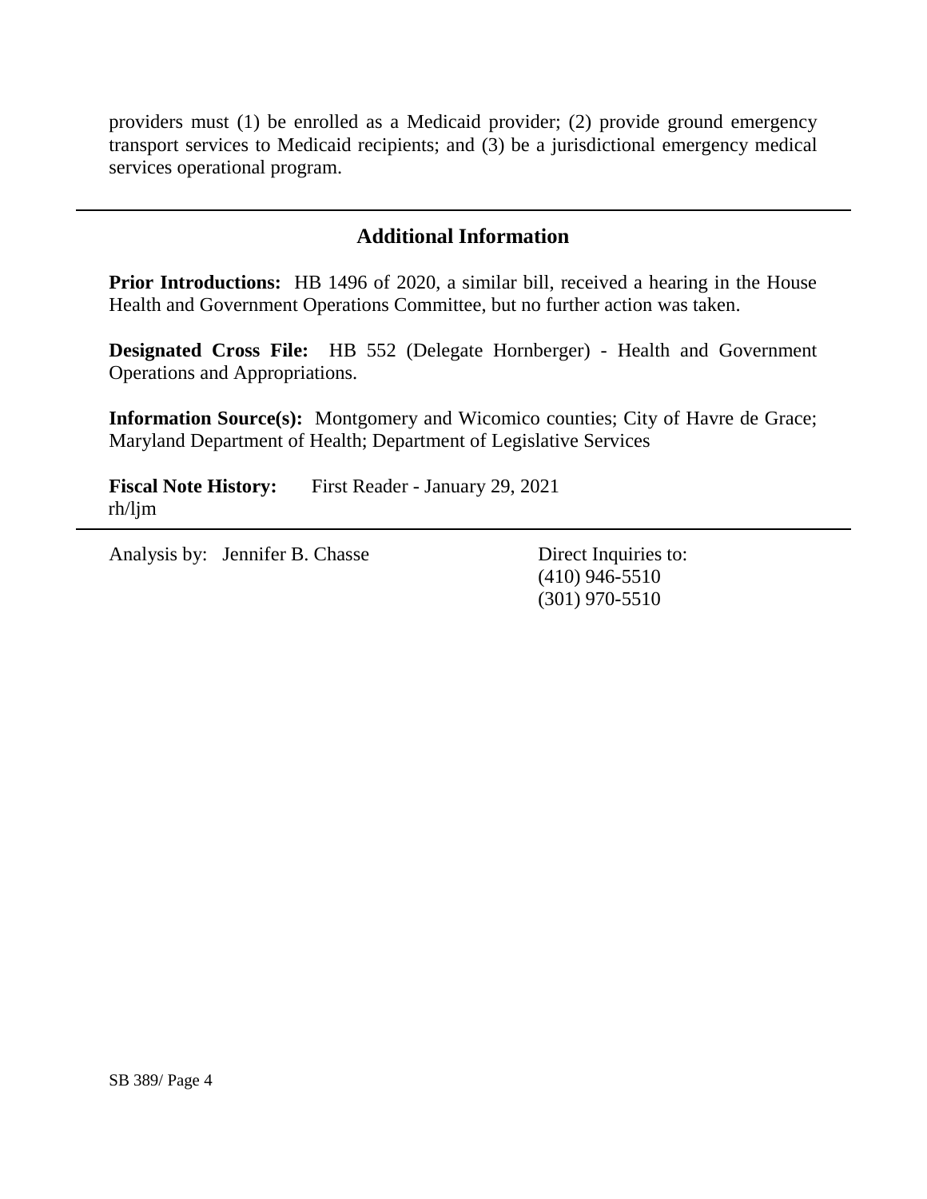providers must (1) be enrolled as a Medicaid provider; (2) provide ground emergency transport services to Medicaid recipients; and (3) be a jurisdictional emergency medical services operational program.

## Additional Information

**Prior Introductions:** HB 1496 of 2020, a similar bill, received a hearing in the House Health and Government Operations Committee, but no further action was taken.

**Designated Cross File:** HB 552 (Delegate Hornberger) - Health and Government Operations and Appropriations.

**Information Source(s):** Montgomery and Wicomico counties; City of Havre de Grace; Maryland Department of Health; Department of Legislative Services

**Fiscal Note History:** First Reader - January 29, 2021
rh/ljm

Analysis by: Jennifer B. Chasse

Direct Inquiries to:
(410) 946-5510
(301) 970-5510